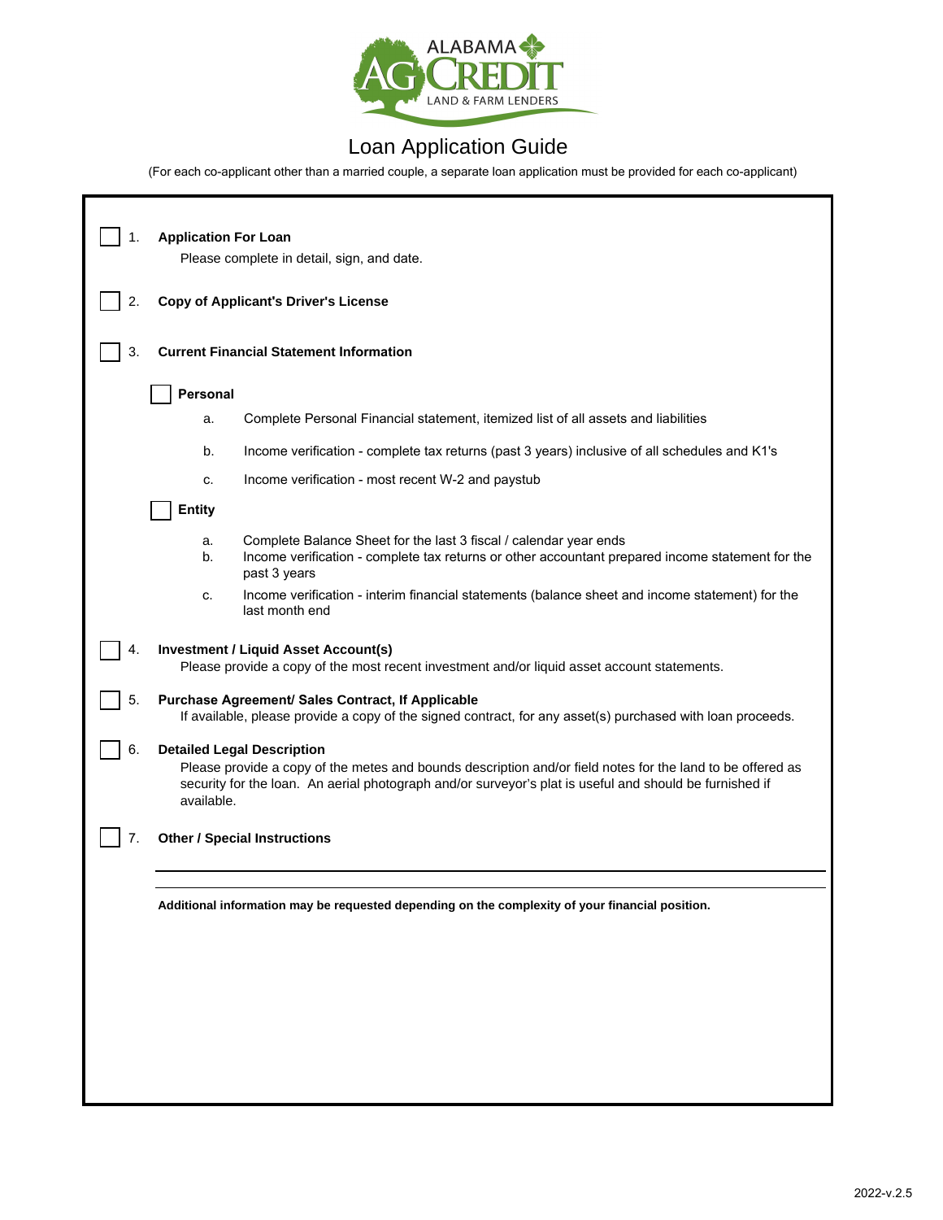ALABAMA AG CREDIT
LAND & FARM LENDERS

# Loan Application Guide

(For each co-applicant other than a married couple, a separate loan application must be provided for each co-applicant)

- [ ] 1. **Application For Loan**
  Please complete in detail, sign, and date.

- [ ] 2. **Copy of Applicant's Driver's License**

- [ ] 3. **Current Financial Statement Information**

  - [ ] **Personal**
    - a. Complete Personal Financial statement, itemized list of all assets and liabilities
    - b. Income verification - complete tax returns (past 3 years) inclusive of all schedules and K1's
    - c. Income verification - most recent W-2 and paystub

  - [ ] **Entity**
    - a. Complete Balance Sheet for the last 3 fiscal / calendar year ends
    - b. Income verification - complete tax returns or other accountant prepared income statement for the past 3 years
    - c. Income verification - interim financial statements (balance sheet and income statement) for the last month end

- [ ] 4. **Investment / Liquid Asset Account(s)**
  Please provide a copy of the most recent investment and/or liquid asset account statements.

- [ ] 5. **Purchase Agreement/ Sales Contract, If Applicable**
  If available, please provide a copy of the signed contract, for any asset(s) purchased with loan proceeds.

- [ ] 6. **Detailed Legal Description**
  Please provide a copy of the metes and bounds description and/or field notes for the land to be offered as security for the loan. An aerial photograph and/or surveyor's plat is useful and should be furnished if available.

- [ ] 7. **Other / Special Instructions**

_______________________________________________

_______________________________________________

**Additional information may be requested depending on the complexity of your financial position.**

2022-v.2.5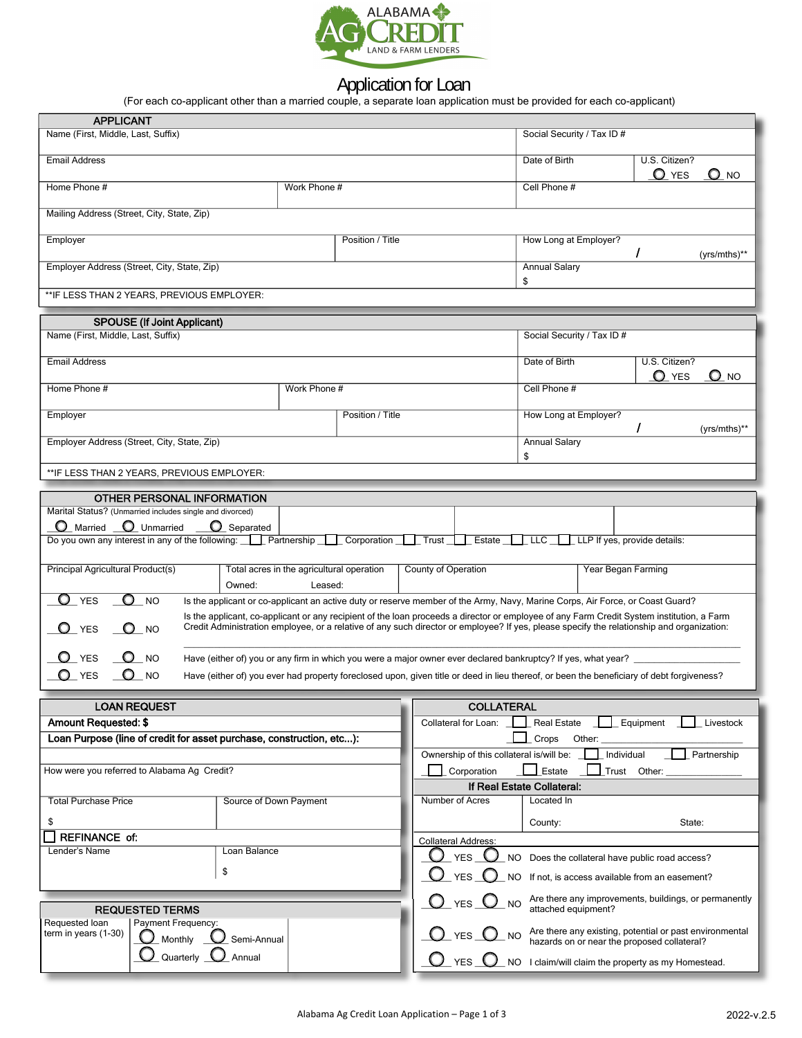ALABAMA AG CREDIT
LAND & FARM LENDERS

# Application for Loan

(For each co-applicant other than a married couple, a separate loan application must be provided for each co-applicant)

## APPLICANT

| | | | |
|---|---|---|---|
| Name (First, Middle, Last, Suffix) | | Social Security / Tax ID # | |
| Email Address | | Date of Birth | U.S. Citizen? ◯ YES ◯ NO |
| Home Phone # | Work Phone # | Cell Phone # | |
| Mailing Address (Street, City, State, Zip) | | | |
| Employer | Position / Title | How Long at Employer? / (yrs/mths)** | |
| Employer Address (Street, City, State, Zip) | | Annual Salary $ | |
| **IF LESS THAN 2 YEARS, PREVIOUS EMPLOYER: | | | |

## SPOUSE (If Joint Applicant)

| | | | |
|---|---|---|---|
| Name (First, Middle, Last, Suffix) | | Social Security / Tax ID # | |
| Email Address | | Date of Birth | U.S. Citizen? ◯ YES ◯ NO |
| Home Phone # | Work Phone # | Cell Phone # | |
| Employer | Position / Title | How Long at Employer? / (yrs/mths)** | |
| Employer Address (Street, City, State, Zip) | | Annual Salary $ | |
| **IF LESS THAN 2 YEARS, PREVIOUS EMPLOYER: | | | |

## OTHER PERSONAL INFORMATION

Marital Status? (Unmarried includes single and divorced) ◯ Married ◯ Unmarried ◯ Separated

Do you own any interest in any of the following: ☐ Partnership ☐ Corporation ☐ Trust ☐ Estate ☐ LLC ☐ LLP If yes, provide details:

| | | | |
|---|---|---|---|
| Principal Agricultural Product(s) | Total acres in the agricultural operation<br>Owned: Leased: | County of Operation | Year Began Farming |

◯ YES ◯ NO Is the applicant or co-applicant an active duty or reserve member of the Army, Navy, Marine Corps, Air Force, or Coast Guard?

◯ YES ◯ NO Is the applicant, co-applicant or any recipient of the loan proceeds a director or employee of any Farm Credit System institution, a Farm Credit Administration employee, or a relative of any such director or employee? If yes, please specify the relationship and organization:

◯ YES ◯ NO Have (either of) you or any firm in which you were a major owner ever declared bankruptcy? If yes, what year? ____________

◯ YES ◯ NO Have (either of) you ever had property foreclosed upon, given title or deed in lieu thereof, or been the beneficiary of debt forgiveness?

## LOAN REQUEST

**Amount Requested: $**

**Loan Purpose (line of credit for asset purchase, construction, etc...):**

How were you referred to Alabama Ag Credit?

| | |
|---|---|
| Total Purchase Price<br>$ | Source of Down Payment |

☐ **REFINANCE of:**

| | |
|---|---|
| Lender's Name | Loan Balance<br>$ |

## REQUESTED TERMS

| | |
|---|---|
| Requested loan term in years (1-30) | Payment Frequency:<br>◯ Monthly ◯ Semi-Annual<br>◯ Quarterly ◯ Annual |

## COLLATERAL

Collateral for Loan: ☐ Real Estate ☐ Equipment ☐ Livestock ☐ Crops Other:

Ownership of this collateral is/will be: ☐ Individual ☐ Partnership ☐ Corporation ☐ Estate ☐ Trust Other: ____________

**If Real Estate Collateral:**

| | |
|---|---|
| Number of Acres | Located In<br>County: State: |

Collateral Address:

◯ YES ◯ NO Does the collateral have public road access?

◯ YES ◯ NO If not, is access available from an easement?

◯ YES ◯ NO Are there any improvements, buildings, or permanently attached equipment?

◯ YES ◯ NO Are there any existing, potential or past environmental hazards on or near the proposed collateral?

◯ YES ◯ NO I claim/will claim the property as my Homestead.

2022-v.2.5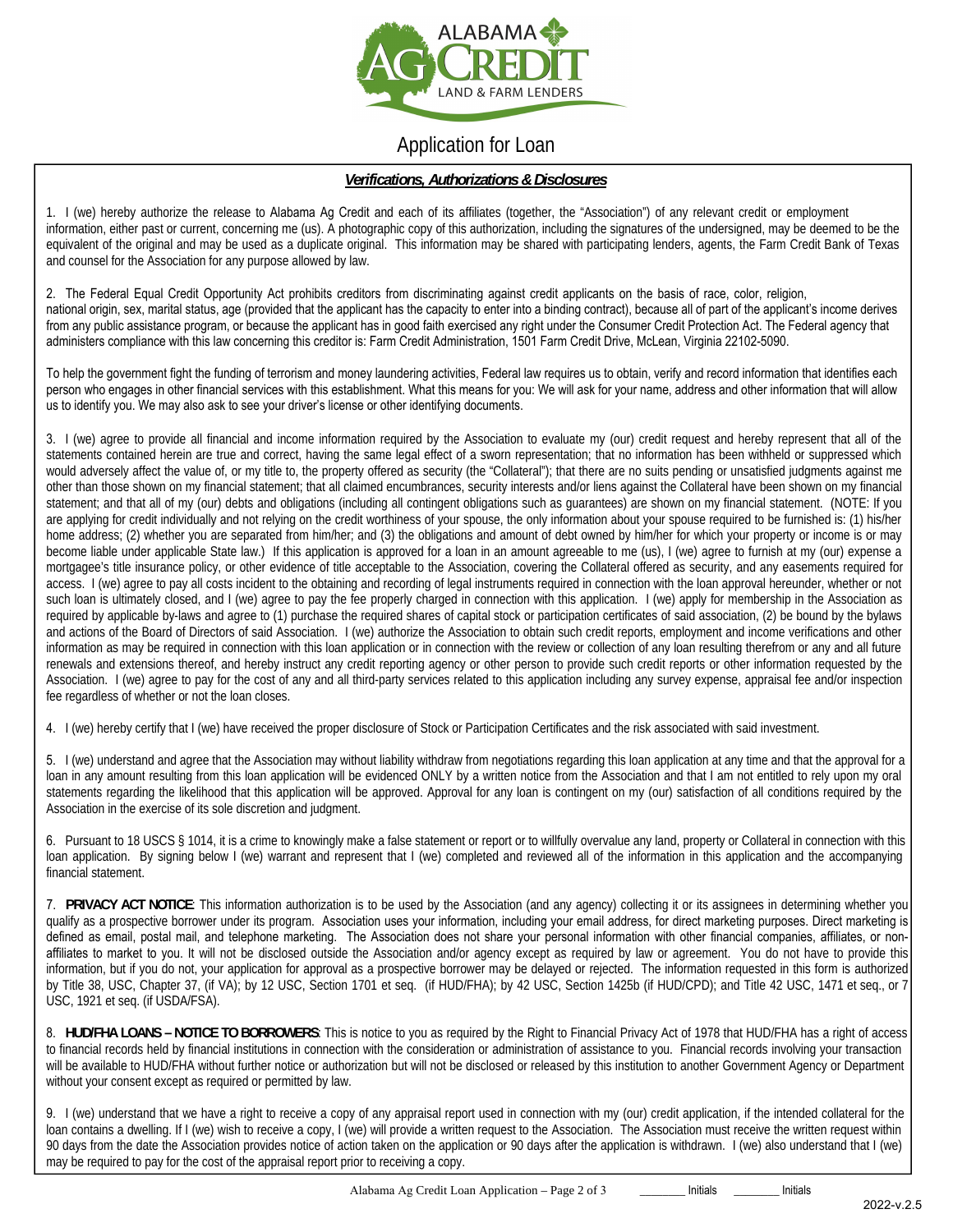# Application for Loan

***Verifications, Authorizations & Disclosures***

1. I (we) hereby authorize the release to Alabama Ag Credit and each of its affiliates (together, the "Association") of any relevant credit or employment information, either past or current, concerning me (us). A photographic copy of this authorization, including the signatures of the undersigned, may be deemed to be the equivalent of the original and may be used as a duplicate original. This information may be shared with participating lenders, agents, the Farm Credit Bank of Texas and counsel for the Association for any purpose allowed by law.

2. The Federal Equal Credit Opportunity Act prohibits creditors from discriminating against credit applicants on the basis of race, color, religion, national origin, sex, marital status, age (provided that the applicant has the capacity to enter into a binding contract), because all of part of the applicant's income derives from any public assistance program, or because the applicant has in good faith exercised any right under the Consumer Credit Protection Act. The Federal agency that administers compliance with this law concerning this creditor is: Farm Credit Administration, 1501 Farm Credit Drive, McLean, Virginia 22102-5090.

To help the government fight the funding of terrorism and money laundering activities, Federal law requires us to obtain, verify and record information that identifies each person who engages in other financial services with this establishment. What this means for you: We will ask for your name, address and other information that will allow us to identify you. We may also ask to see your driver's license or other identifying documents.

3. I (we) agree to provide all financial and income information required by the Association to evaluate my (our) credit request and hereby represent that all of the statements contained herein are true and correct, having the same legal effect of a sworn representation; that no information has been withheld or suppressed which would adversely affect the value of, or my title to, the property offered as security (the "Collateral"); that there are no suits pending or unsatisfied judgments against me other than those shown on my financial statement; that all claimed encumbrances, security interests and/or liens against the Collateral have been shown on my financial statement; and that all of my (our) debts and obligations (including all contingent obligations such as guarantees) are shown on my financial statement. (NOTE: If you are applying for credit individually and not relying on the credit worthiness of your spouse, the only information about your spouse required to be furnished is: (1) his/her home address; (2) whether you are separated from him/her; and (3) the obligations and amount of debt owned by him/her for which your property or income is or may become liable under applicable State law.) If this application is approved for a loan in an amount agreeable to me (us), I (we) agree to furnish at my (our) expense a mortgagee's title insurance policy, or other evidence of title acceptable to the Association, covering the Collateral offered as security, and any easements required for access. I (we) agree to pay all costs incident to the obtaining and recording of legal instruments required in connection with the loan approval hereunder, whether or not such loan is ultimately closed, and I (we) agree to pay the fee properly charged in connection with this application. I (we) apply for membership in the Association as required by applicable by-laws and agree to (1) purchase the required shares of capital stock or participation certificates of said association, (2) be bound by the bylaws and actions of the Board of Directors of said Association. I (we) authorize the Association to obtain such credit reports, employment and income verifications and other information as may be required in connection with this loan application or in connection with the review or collection of any loan resulting therefrom or any and all future renewals and extensions thereof, and hereby instruct any credit reporting agency or other person to provide such credit reports or other information requested by the Association. I (we) agree to pay for the cost of any and all third-party services related to this application including any survey expense, appraisal fee and/or inspection fee regardless of whether or not the loan closes.

4. I (we) hereby certify that I (we) have received the proper disclosure of Stock or Participation Certificates and the risk associated with said investment.

5. I (we) understand and agree that the Association may without liability withdraw from negotiations regarding this loan application at any time and that the approval for a loan in any amount resulting from this loan application will be evidenced ONLY by a written notice from the Association and that I am not entitled to rely upon my oral statements regarding the likelihood that this application will be approved. Approval for any loan is contingent on my (our) satisfaction of all conditions required by the Association in the exercise of its sole discretion and judgment.

6. Pursuant to 18 USCS § 1014, it is a crime to knowingly make a false statement or report or to willfully overvalue any land, property or Collateral in connection with this loan application. By signing below I (we) warrant and represent that I (we) completed and reviewed all of the information in this application and the accompanying financial statement.

7. **PRIVACY ACT NOTICE**: This information authorization is to be used by the Association (and any agency) collecting it or its assignees in determining whether you qualify as a prospective borrower under its program. Association uses your information, including your email address, for direct marketing purposes. Direct marketing is defined as email, postal mail, and telephone marketing. The Association does not share your personal information with other financial companies, affiliates, or non-affiliates to market to you. It will not be disclosed outside the Association and/or agency except as required by law or agreement. You do not have to provide this information, but if you do not, your application for approval as a prospective borrower may be delayed or rejected. The information requested in this form is authorized by Title 38, USC, Chapter 37, (if VA); by 12 USC, Section 1701 et seq. (if HUD/FHA); by 42 USC, Section 1425b (if HUD/CPD); and Title 42 USC, 1471 et seq., or 7 USC, 1921 et seq. (if USDA/FSA).

8. **HUD/FHA LOANS – NOTICE TO BORROWERS**: This is notice to you as required by the Right to Financial Privacy Act of 1978 that HUD/FHA has a right of access to financial records held by financial institutions in connection with the consideration or administration of assistance to you. Financial records involving your transaction will be available to HUD/FHA without further notice or authorization but will not be disclosed or released by this institution to another Government Agency or Department without your consent except as required or permitted by law.

9. I (we) understand that we have a right to receive a copy of any appraisal report used in connection with my (our) credit application, if the intended collateral for the loan contains a dwelling. If I (we) wish to receive a copy, I (we) will provide a written request to the Association. The Association must receive the written request within 90 days from the date the Association provides notice of action taken on the application or 90 days after the application is withdrawn. I (we) also understand that I (we) may be required to pay for the cost of the appraisal report prior to receiving a copy.

_______ Initials _______ Initials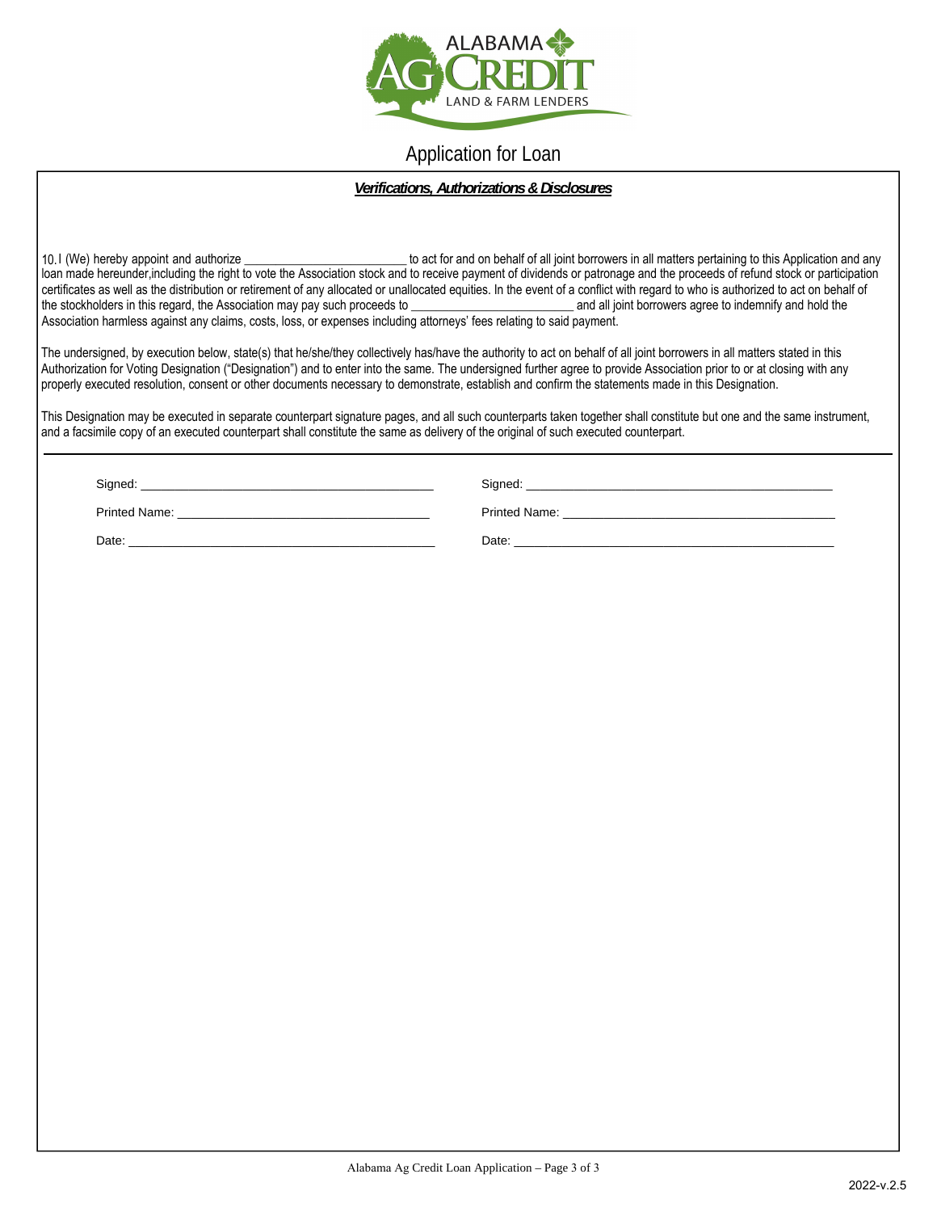# Application for Loan

***Verifications, Authorizations & Disclosures***

10. I (We) hereby appoint and authorize ________________________ to act for and on behalf of all joint borrowers in all matters pertaining to this Application and any loan made hereunder,including the right to vote the Association stock and to receive payment of dividends or patronage and the proceeds of refund stock or participation certificates as well as the distribution or retirement of any allocated or unallocated equities. In the event of a conflict with regard to who is authorized to act on behalf of the stockholders in this regard, the Association may pay such proceeds to ________________________ and all joint borrowers agree to indemnify and hold the Association harmless against any claims, costs, loss, or expenses including attorneys' fees relating to said payment.

The undersigned, by execution below, state(s) that he/she/they collectively has/have the authority to act on behalf of all joint borrowers in all matters stated in this Authorization for Voting Designation ("Designation") and to enter into the same. The undersigned further agree to provide Association prior to or at closing with any properly executed resolution, consent or other documents necessary to demonstrate, establish and confirm the statements made in this Designation.

This Designation may be executed in separate counterpart signature pages, and all such counterparts taken together shall constitute but one and the same instrument, and a facsimile copy of an executed counterpart shall constitute the same as delivery of the original of such executed counterpart.

Signed: ________________________________________

Printed Name: ________________________________________

Date: ________________________________________

Signed: ________________________________________

Printed Name: ________________________________________

Date: ________________________________________

2022-v.2.5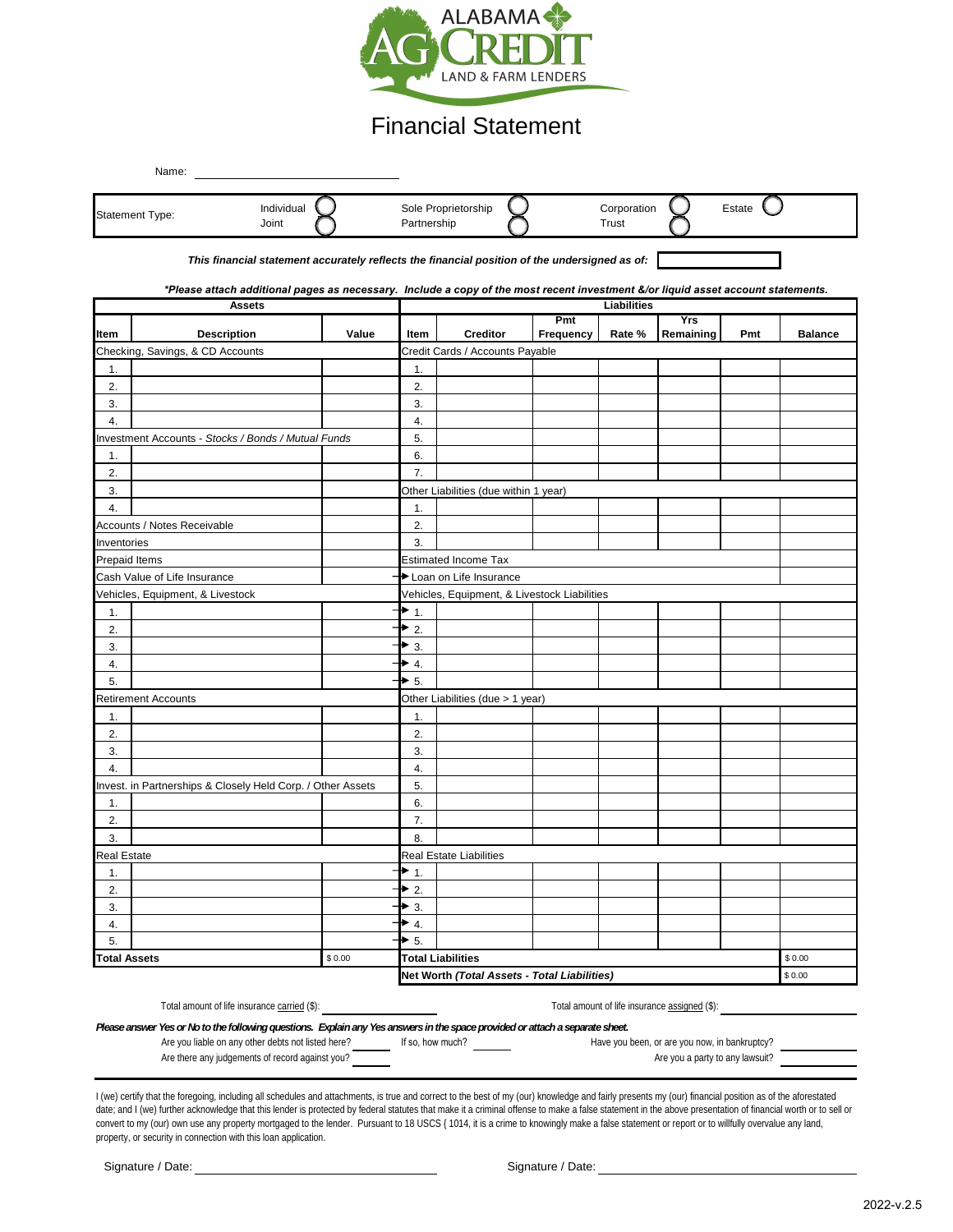ALABAMA AG CREDIT LAND & FARM LENDERS

# Financial Statement

Name: ______________________

| | | | | | | |
|---|---|---|---|---|---|---|
| Statement Type: | Individual ◯ | Sole Proprietorship ◯ | Corporation ◯ | Estate ◯ |
| | Joint ◯ | Partnership ◯ | Trust ◯ | |

***This financial statement accurately reflects the financial position of the undersigned as of:*** ______

***\*Please attach additional pages as necessary. Include a copy of the most recent investment &/or liquid asset account statements.***

| **Assets** | | | **Liabilities** | | | | | | |
|---|---|---|---|---|---|---|---|---|---|
| **Item** | **Description** | **Value** | **Item** | **Creditor** | **Pmt Frequency** | **Rate %** | **Yrs Remaining** | **Pmt** | **Balance** |
| Checking, Savings, & CD Accounts | | | Credit Cards / Accounts Payable | | | | | | |
| 1. | | | 1. | | | | | | |
| 2. | | | 2. | | | | | | |
| 3. | | | 3. | | | | | | |
| 4. | | | 4. | | | | | | |
| Investment Accounts - *Stocks / Bonds / Mutual Funds* | | | 5. | | | | | | |
| 1. | | | 6. | | | | | | |
| 2. | | | 7. | | | | | | |
| 3. | | | Other Liabilities (due within 1 year) | | | | | | |
| 4. | | | 1. | | | | | | |
| Accounts / Notes Receivable | | | 2. | | | | | | |
| Inventories | | | 3. | | | | | | |
| Prepaid Items | | | Estimated Income Tax | | | | | | |
| Cash Value of Life Insurance | | | Loan on Life Insurance | | | | | | |
| Vehicles, Equipment, & Livestock | | | Vehicles, Equipment, & Livestock Liabilities | | | | | | |
| 1. | | | 1. | | | | | | |
| 2. | | | 2. | | | | | | |
| 3. | | | 3. | | | | | | |
| 4. | | | 4. | | | | | | |
| 5. | | | 5. | | | | | | |
| Retirement Accounts | | | Other Liabilities (due > 1 year) | | | | | | |
| 1. | | | 1. | | | | | | |
| 2. | | | 2. | | | | | | |
| 3. | | | 3. | | | | | | |
| 4. | | | 4. | | | | | | |
| Invest. in Partnerships & Closely Held Corp. / Other Assets | | | 5. | | | | | | |
| 1. | | | 6. | | | | | | |
| 2. | | | 7. | | | | | | |
| 3. | | | 8. | | | | | | |
| Real Estate | | | Real Estate Liabilities | | | | | | |
| 1. | | | 1. | | | | | | |
| 2. | | | 2. | | | | | | |
| 3. | | | 3. | | | | | | |
| 4. | | | 4. | | | | | | |
| 5. | | | 5. | | | | | | |
| **Total Assets** | | $ 0.00 | **Total Liabilities** | | | | | | $ 0.00 |
| | | | **Net Worth *(Total Assets - Total Liabilities)*** | | | | | | $ 0.00 |

Total amount of life insurance carried ($): ______ Total amount of life insurance assigned ($): ______

***Please answer Yes or No to the following questions. Explain any Yes answers in the space provided or attach a separate sheet.***

Are you liable on any other debts not listed here? ______ If so, how much? ______ Have you been, or are you now, in bankruptcy? ______

Are there any judgements of record against you? ______ Are you a party to any lawsuit? ______

I (we) certify that the foregoing, including all schedules and attachments, is true and correct to the best of my (our) knowledge and fairly presents my (our) financial position as of the aforestated date; and I (we) further acknowledge that this lender is protected by federal statutes that make it a criminal offense to make a false statement in the above presentation of financial worth or to sell or convert to my (our) own use any property mortgaged to the lender. Pursuant to 18 USCS { 1014, it is a crime to knowingly make a false statement or report or to willfully overvalue any land, property, or security in connection with this loan application.

Signature / Date: ______________________ Signature / Date: ______________________

2022-v.2.5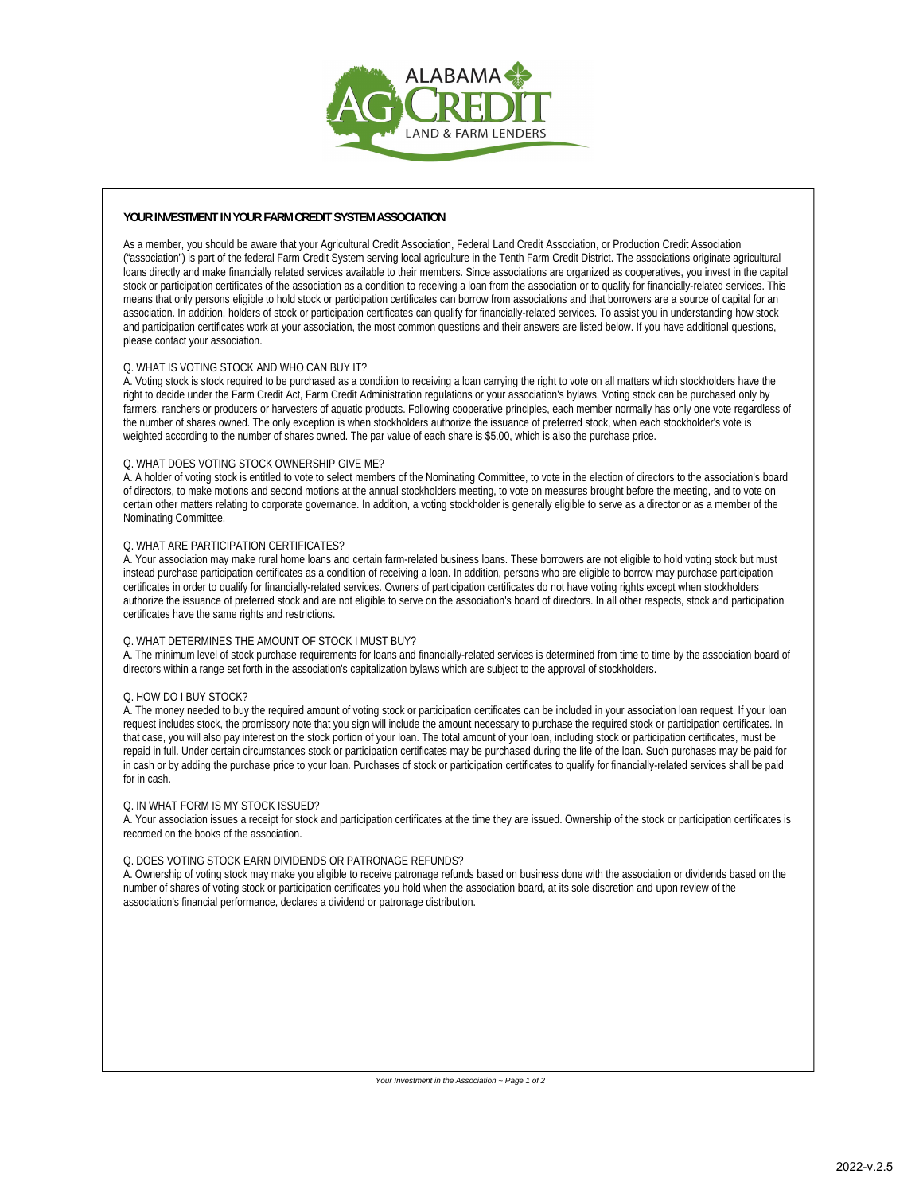ALABAMA AG CREDIT LAND & FARM LENDERS

**YOUR INVESTMENT IN YOUR FARM CREDIT SYSTEM ASSOCIATION**

As a member, you should be aware that your Agricultural Credit Association, Federal Land Credit Association, or Production Credit Association ("association") is part of the federal Farm Credit System serving local agriculture in the Tenth Farm Credit District. The associations originate agricultural loans directly and make financially related services available to their members. Since associations are organized as cooperatives, you invest in the capital stock or participation certificates of the association as a condition to receiving a loan from the association or to qualify for financially-related services. This means that only persons eligible to hold stock or participation certificates can borrow from associations and that borrowers are a source of capital for an association. In addition, holders of stock or participation certificates can qualify for financially-related services. To assist you in understanding how stock and participation certificates work at your association, the most common questions and their answers are listed below. If you have additional questions, please contact your association.

Q. WHAT IS VOTING STOCK AND WHO CAN BUY IT?
A. Voting stock is stock required to be purchased as a condition to receiving a loan carrying the right to vote on all matters which stockholders have the right to decide under the Farm Credit Act, Farm Credit Administration regulations or your association's bylaws. Voting stock can be purchased only by farmers, ranchers or producers or harvesters of aquatic products. Following cooperative principles, each member normally has only one vote regardless of the number of shares owned. The only exception is when stockholders authorize the issuance of preferred stock, when each stockholder's vote is weighted according to the number of shares owned. The par value of each share is $5.00, which is also the purchase price.

Q. WHAT DOES VOTING STOCK OWNERSHIP GIVE ME?
A. A holder of voting stock is entitled to vote to select members of the Nominating Committee, to vote in the election of directors to the association's board of directors, to make motions and second motions at the annual stockholders meeting, to vote on measures brought before the meeting, and to vote on certain other matters relating to corporate governance. In addition, a voting stockholder is generally eligible to serve as a director or as a member of the Nominating Committee.

Q. WHAT ARE PARTICIPATION CERTIFICATES?
A. Your association may make rural home loans and certain farm-related business loans. These borrowers are not eligible to hold voting stock but must instead purchase participation certificates as a condition of receiving a loan. In addition, persons who are eligible to borrow may purchase participation certificates in order to qualify for financially-related services. Owners of participation certificates do not have voting rights except when stockholders authorize the issuance of preferred stock and are not eligible to serve on the association's board of directors. In all other respects, stock and participation certificates have the same rights and restrictions.

Q. WHAT DETERMINES THE AMOUNT OF STOCK I MUST BUY?
A. The minimum level of stock purchase requirements for loans and financially-related services is determined from time to time by the association board of directors within a range set forth in the association's capitalization bylaws which are subject to the approval of stockholders.

Q. HOW DO I BUY STOCK?
A. The money needed to buy the required amount of voting stock or participation certificates can be included in your association loan request. If your loan request includes stock, the promissory note that you sign will include the amount necessary to purchase the required stock or participation certificates. In that case, you will also pay interest on the stock portion of your loan. The total amount of your loan, including stock or participation certificates, must be repaid in full. Under certain circumstances stock or participation certificates may be purchased during the life of the loan. Such purchases may be paid for in cash or by adding the purchase price to your loan. Purchases of stock or participation certificates to qualify for financially-related services shall be paid for in cash.

Q. IN WHAT FORM IS MY STOCK ISSUED?
A. Your association issues a receipt for stock and participation certificates at the time they are issued. Ownership of the stock or participation certificates is recorded on the books of the association.

Q. DOES VOTING STOCK EARN DIVIDENDS OR PATRONAGE REFUNDS?
A. Ownership of voting stock may make you eligible to receive patronage refunds based on business done with the association or dividends based on the number of shares of voting stock or participation certificates you hold when the association board, at its sole discretion and upon review of the association's financial performance, declares a dividend or patronage distribution.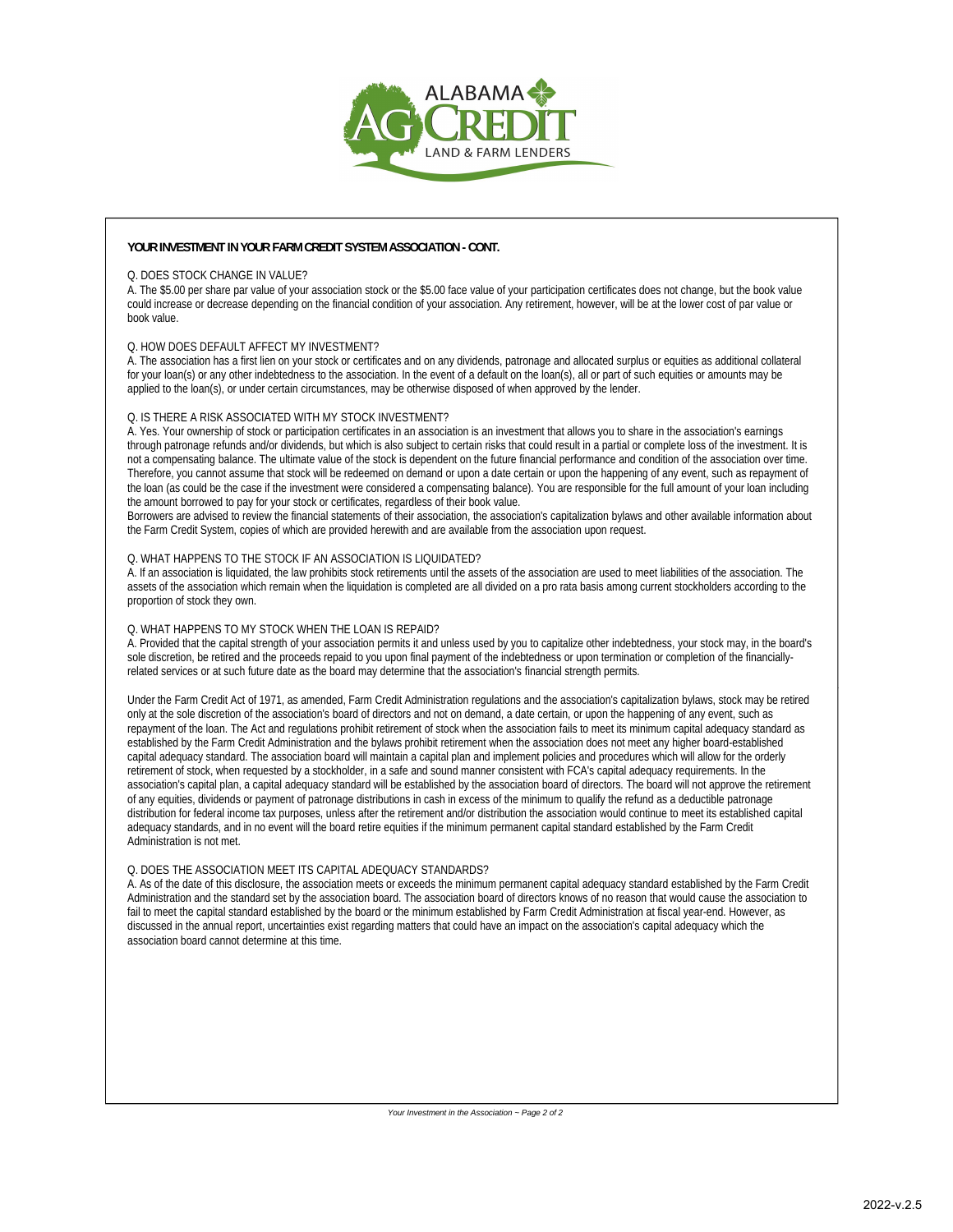## YOUR INVESTMENT IN YOUR FARM CREDIT SYSTEM ASSOCIATION - CONT.

Q. DOES STOCK CHANGE IN VALUE?

A. The $5.00 per share par value of your association stock or the $5.00 face value of your participation certificates does not change, but the book value could increase or decrease depending on the financial condition of your association. Any retirement, however, will be at the lower cost of par value or book value.

Q. HOW DOES DEFAULT AFFECT MY INVESTMENT?

A. The association has a first lien on your stock or certificates and on any dividends, patronage and allocated surplus or equities as additional collateral for your loan(s) or any other indebtedness to the association. In the event of a default on the loan(s), all or part of such equities or amounts may be applied to the loan(s), or under certain circumstances, may be otherwise disposed of when approved by the lender.

Q. IS THERE A RISK ASSOCIATED WITH MY STOCK INVESTMENT?

A. Yes. Your ownership of stock or participation certificates in an association is an investment that allows you to share in the association's earnings through patronage refunds and/or dividends, but which is also subject to certain risks that could result in a partial or complete loss of the investment. It is not a compensating balance. The ultimate value of the stock is dependent on the future financial performance and condition of the association over time. Therefore, you cannot assume that stock will be redeemed on demand or upon a date certain or upon the happening of any event, such as repayment of the loan (as could be the case if the investment were considered a compensating balance). You are responsible for the full amount of your loan including the amount borrowed to pay for your stock or certificates, regardless of their book value.

Borrowers are advised to review the financial statements of their association, the association's capitalization bylaws and other available information about the Farm Credit System, copies of which are provided herewith and are available from the association upon request.

Q. WHAT HAPPENS TO THE STOCK IF AN ASSOCIATION IS LIQUIDATED?

A. If an association is liquidated, the law prohibits stock retirements until the assets of the association are used to meet liabilities of the association. The assets of the association which remain when the liquidation is completed are all divided on a pro rata basis among current stockholders according to the proportion of stock they own.

Q. WHAT HAPPENS TO MY STOCK WHEN THE LOAN IS REPAID?

A. Provided that the capital strength of your association permits it and unless used by you to capitalize other indebtedness, your stock may, in the board's sole discretion, be retired and the proceeds repaid to you upon final payment of the indebtedness or upon termination or completion of the financially-related services or at such future date as the board may determine that the association's financial strength permits.

Under the Farm Credit Act of 1971, as amended, Farm Credit Administration regulations and the association's capitalization bylaws, stock may be retired only at the sole discretion of the association's board of directors and not on demand, a date certain, or upon the happening of any event, such as repayment of the loan. The Act and regulations prohibit retirement of stock when the association fails to meet its minimum capital adequacy standard as established by the Farm Credit Administration and the bylaws prohibit retirement when the association does not meet any higher board-established capital adequacy standard. The association board will maintain a capital plan and implement policies and procedures which will allow for the orderly retirement of stock, when requested by a stockholder, in a safe and sound manner consistent with FCA's capital adequacy requirements. In the association's capital plan, a capital adequacy standard will be established by the association board of directors. The board will not approve the retirement of any equities, dividends or payment of patronage distributions in cash in excess of the minimum to qualify the refund as a deductible patronage distribution for federal income tax purposes, unless after the retirement and/or distribution the association would continue to meet its established capital adequacy standards, and in no event will the board retire equities if the minimum permanent capital standard established by the Farm Credit Administration is not met.

Q. DOES THE ASSOCIATION MEET ITS CAPITAL ADEQUACY STANDARDS?

A. As of the date of this disclosure, the association meets or exceeds the minimum permanent capital adequacy standard established by the Farm Credit Administration and the standard set by the association board. The association board of directors knows of no reason that would cause the association to fail to meet the capital standard established by the board or the minimum established by Farm Credit Administration at fiscal year-end. However, as discussed in the annual report, uncertainties exist regarding matters that could have an impact on the association's capital adequacy which the association board cannot determine at this time.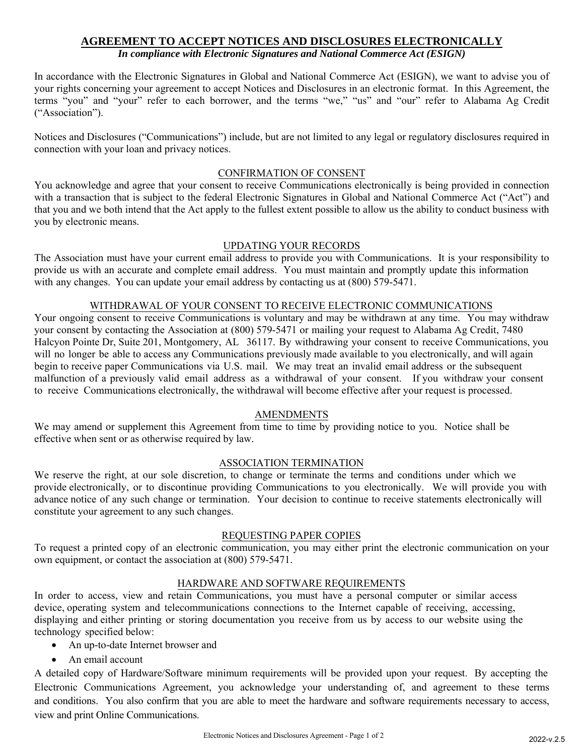# AGREEMENT TO ACCEPT NOTICES AND DISCLOSURES ELECTRONICALLY

***In compliance with Electronic Signatures and National Commerce Act (ESIGN)***

In accordance with the Electronic Signatures in Global and National Commerce Act (ESIGN), we want to advise you of your rights concerning your agreement to accept Notices and Disclosures in an electronic format. In this Agreement, the terms "you" and "your" refer to each borrower, and the terms "we," "us" and "our" refer to Alabama Ag Credit ("Association").

Notices and Disclosures ("Communications") include, but are not limited to any legal or regulatory disclosures required in connection with your loan and privacy notices.

## CONFIRMATION OF CONSENT

You acknowledge and agree that your consent to receive Communications electronically is being provided in connection with a transaction that is subject to the federal Electronic Signatures in Global and National Commerce Act ("Act") and that you and we both intend that the Act apply to the fullest extent possible to allow us the ability to conduct business with you by electronic means.

## UPDATING YOUR RECORDS

The Association must have your current email address to provide you with Communications. It is your responsibility to provide us with an accurate and complete email address. You must maintain and promptly update this information with any changes. You can update your email address by contacting us at (800) 579-5471.

## WITHDRAWAL OF YOUR CONSENT TO RECEIVE ELECTRONIC COMMUNICATIONS

Your ongoing consent to receive Communications is voluntary and may be withdrawn at any time. You may withdraw your consent by contacting the Association at (800) 579-5471 or mailing your request to Alabama Ag Credit, 7480 Halcyon Pointe Dr, Suite 201, Montgomery, AL 36117. By withdrawing your consent to receive Communications, you will no longer be able to access any Communications previously made available to you electronically, and will again begin to receive paper Communications via U.S. mail. We may treat an invalid email address or the subsequent malfunction of a previously valid email address as a withdrawal of your consent. If you withdraw your consent to receive Communications electronically, the withdrawal will become effective after your request is processed.

## AMENDMENTS

We may amend or supplement this Agreement from time to time by providing notice to you. Notice shall be effective when sent or as otherwise required by law.

## ASSOCIATION TERMINATION

We reserve the right, at our sole discretion, to change or terminate the terms and conditions under which we provide electronically, or to discontinue providing Communications to you electronically. We will provide you with advance notice of any such change or termination. Your decision to continue to receive statements electronically will constitute your agreement to any such changes.

## REQUESTING PAPER COPIES

To request a printed copy of an electronic communication, you may either print the electronic communication on your own equipment, or contact the association at (800) 579-5471.

## HARDWARE AND SOFTWARE REQUIREMENTS

In order to access, view and retain Communications, you must have a personal computer or similar access device, operating system and telecommunications connections to the Internet capable of receiving, accessing, displaying and either printing or storing documentation you receive from us by access to our website using the technology specified below:

- An up-to-date Internet browser and
- An email account

A detailed copy of Hardware/Software minimum requirements will be provided upon your request. By accepting the Electronic Communications Agreement, you acknowledge your understanding of, and agreement to these terms and conditions. You also confirm that you are able to meet the hardware and software requirements necessary to access, view and print Online Communications.

2022-v.2.5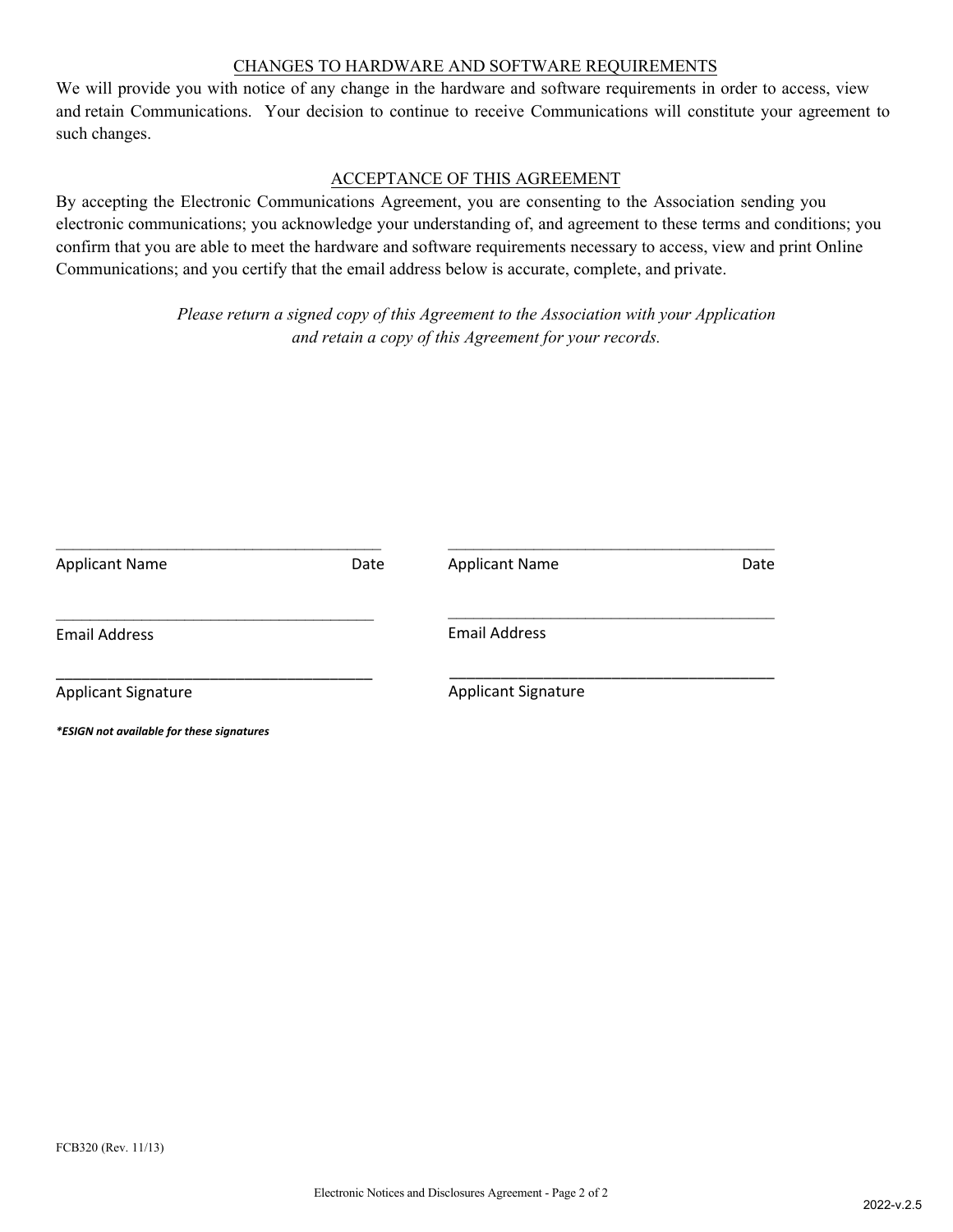## CHANGES TO HARDWARE AND SOFTWARE REQUIREMENTS

We will provide you with notice of any change in the hardware and software requirements in order to access, view and retain Communications. Your decision to continue to receive Communications will constitute your agreement to such changes.

## ACCEPTANCE OF THIS AGREEMENT

By accepting the Electronic Communications Agreement, you are consenting to the Association sending you electronic communications; you acknowledge your understanding of, and agreement to these terms and conditions; you confirm that you are able to meet the hardware and software requirements necessary to access, view and print Online Communications; and you certify that the email address below is accurate, complete, and private.

*Please return a signed copy of this Agreement to the Association with your Application and retain a copy of this Agreement for your records.*

| | |
|---|---|
| \_\_\_\_\_\_\_\_\_\_\_\_\_\_\_\_\_\_\_\_\_\_\_\_\_\_\_\_\_\_\_\_\_\_\_\_\_\_\_\_ | \_\_\_\_\_\_\_\_\_\_\_\_\_\_\_\_\_\_\_\_\_\_\_\_\_\_\_\_\_\_\_\_\_\_\_\_\_\_\_\_ |
| Applicant Name Date | Applicant Name Date |
| \_\_\_\_\_\_\_\_\_\_\_\_\_\_\_\_\_\_\_\_\_\_\_\_\_\_\_\_\_\_\_\_\_\_\_\_\_\_\_\_ | \_\_\_\_\_\_\_\_\_\_\_\_\_\_\_\_\_\_\_\_\_\_\_\_\_\_\_\_\_\_\_\_\_\_\_\_\_\_\_\_ |
| Email Address | Email Address |
| \_\_\_\_\_\_\_\_\_\_\_\_\_\_\_\_\_\_\_\_\_\_\_\_\_\_\_\_\_\_\_\_\_\_\_\_\_\_\_\_ | \_\_\_\_\_\_\_\_\_\_\_\_\_\_\_\_\_\_\_\_\_\_\_\_\_\_\_\_\_\_\_\_\_\_\_\_\_\_\_\_ |
| Applicant Signature | Applicant Signature |

***ESIGN not available for these signatures***

FCB320 (Rev. 11/13)

2022-v.2.5